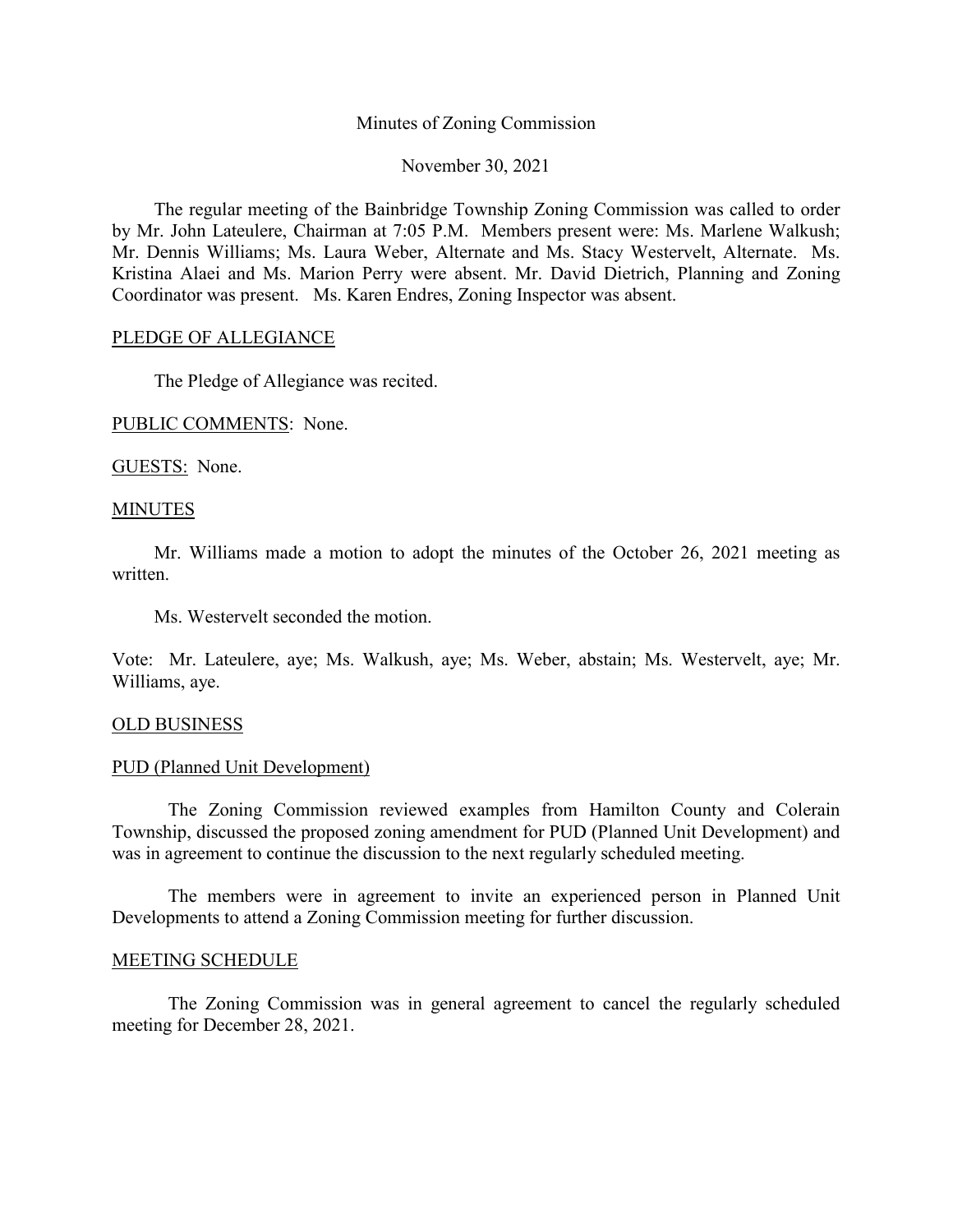# Minutes of Zoning Commission

November 30, 2021

The regular meeting of the Bainbridge Township Zoning Commission was called to order by Mr. John Lateulere, Chairman at 7:05 P.M. Members present were: Ms. Marlene Walkush; Mr. Dennis Williams; Ms. Laura Weber, Alternate and Ms. Stacy Westervelt, Alternate. Ms. Kristina Alaei and Ms. Marion Perry were absent. Mr. David Dietrich, Planning and Zoning Coordinator was present. Ms. Karen Endres, Zoning Inspector was absent.

## PLEDGE OF ALLEGIANCE

The Pledge of Allegiance was recited.

PUBLIC COMMENTS: None.

GUESTS: None.

## MINUTES

Mr. Williams made a motion to adopt the minutes of the October 26, 2021 meeting as written.

Ms. Westervelt seconded the motion.

Vote: Mr. Lateulere, aye; Ms. Walkush, aye; Ms. Weber, abstain; Ms. Westervelt, aye; Mr. Williams, aye.

## OLD BUSINESS

### PUD (Planned Unit Development)

The Zoning Commission reviewed examples from Hamilton County and Colerain Township, discussed the proposed zoning amendment for PUD (Planned Unit Development) and was in agreement to continue the discussion to the next regularly scheduled meeting.

The members were in agreement to invite an experienced person in Planned Unit Developments to attend a Zoning Commission meeting for further discussion.

## MEETING SCHEDULE

The Zoning Commission was in general agreement to cancel the regularly scheduled meeting for December 28, 2021.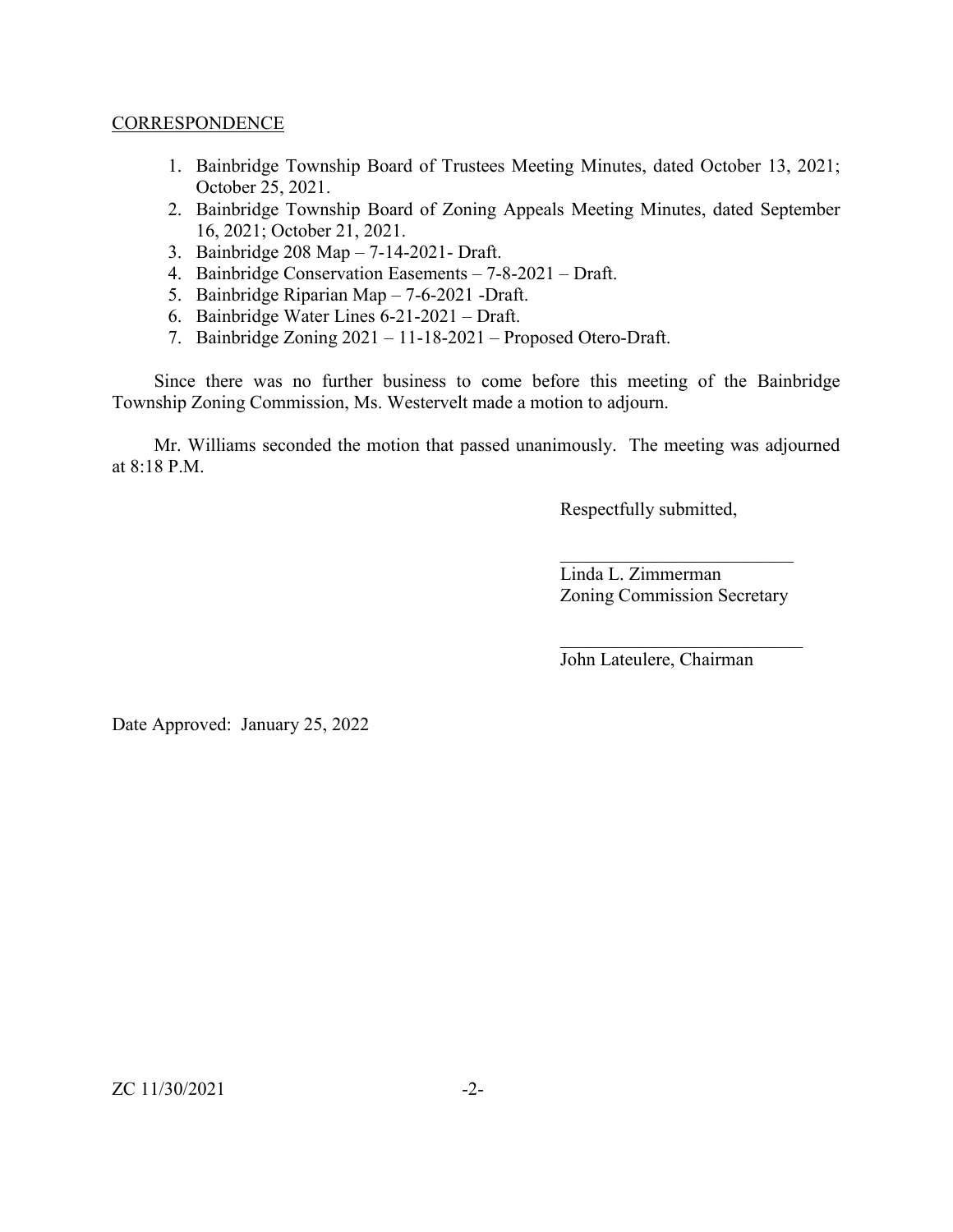CORRESPONDENCE

1. Bainbridge Township Board of Trustees Meeting Minutes, dated October 13, 2021; October 25, 2021.
2. Bainbridge Township Board of Zoning Appeals Meeting Minutes, dated September 16, 2021; October 21, 2021.
3. Bainbridge 208 Map – 7-14-2021- Draft.
4. Bainbridge Conservation Easements – 7-8-2021 – Draft.
5. Bainbridge Riparian Map – 7-6-2021 -Draft.
6. Bainbridge Water Lines 6-21-2021 – Draft.
7. Bainbridge Zoning 2021 – 11-18-2021 – Proposed Otero-Draft.

Since there was no further business to come before this meeting of the Bainbridge Township Zoning Commission, Ms. Westervelt made a motion to adjourn.

Mr. Williams seconded the motion that passed unanimously. The meeting was adjourned at 8:18 P.M.

Respectfully submitted,

\_\_\_\_\_\_\_\_\_\_\_\_\_\_\_\_\_\_\_\_\_\_\_\_\_\_
Linda L. Zimmerman
Zoning Commission Secretary

\_\_\_\_\_\_\_\_\_\_\_\_\_\_\_\_\_\_\_\_\_\_\_\_\_\_
John Lateulere, Chairman

Date Approved: January 25, 2022